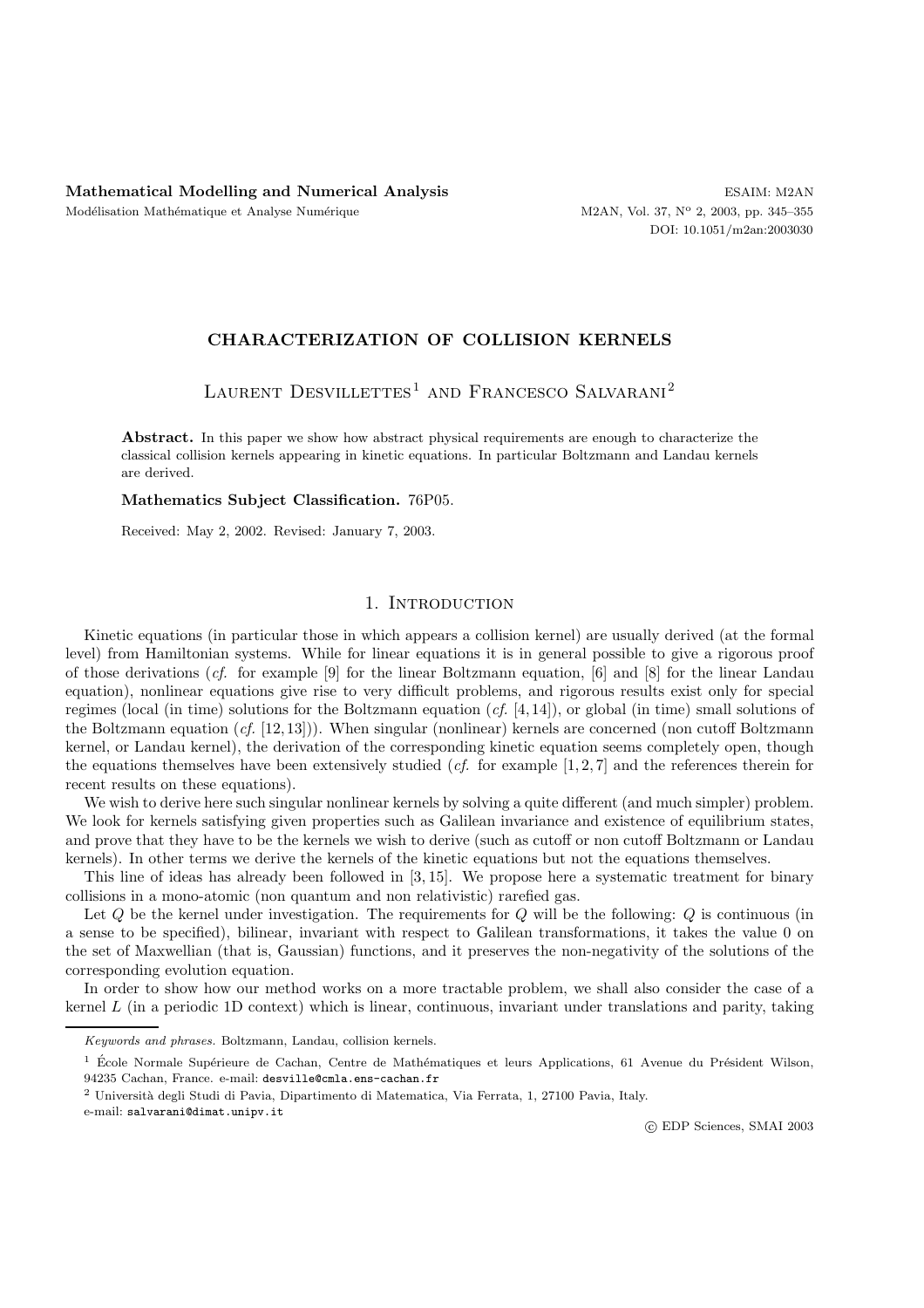# CHARACTERIZATION OF COLLISION KERNELS

Laurent Desvillettes[1] and Francesco Salvarani[2]

**Abstract.** In this paper we show how abstract physical requirements are enough to characterize the classical collision kernels appearing in kinetic equations. In particular Boltzmann and Landau kernels are derived.

**Mathematics Subject Classification.** 76P05.

Received: May 2, 2002. Revised: January 7, 2003.

## 1. Introduction

Kinetic equations (in particular those in which appears a collision kernel) are usually derived (at the formal level) from Hamiltonian systems. While for linear equations it is in general possible to give a rigorous proof of those derivations (*cf.* for example [9] for the linear Boltzmann equation, [6] and [8] for the linear Landau equation), nonlinear equations give rise to very difficult problems, and rigorous results exist only for special regimes (local (in time) solutions for the Boltzmann equation (*cf.* [4,14]), or global (in time) small solutions of the Boltzmann equation (*cf.* [12,13])). When singular (nonlinear) kernels are concerned (non cutoff Boltzmann kernel, or Landau kernel), the derivation of the corresponding kinetic equation seems completely open, though the equations themselves have been extensively studied (*cf.* for example [1,2,7] and the references therein for recent results on these equations).

We wish to derive here such singular nonlinear kernels by solving a quite different (and much simpler) problem. We look for kernels satisfying given properties such as Galilean invariance and existence of equilibrium states, and prove that they have to be the kernels we wish to derive (such as cutoff or non cutoff Boltzmann or Landau kernels). In other terms we derive the kernels of the kinetic equations but not the equations themselves.

This line of ideas has already been followed in [3,15]. We propose here a systematic treatment for binary collisions in a mono-atomic (non quantum and non relativistic) rarefied gas.

Let $Q$ be the kernel under investigation. The requirements for $Q$ will be the following: $Q$ is continuous (in a sense to be specified), bilinear, invariant with respect to Galilean transformations, it takes the value 0 on the set of Maxwellian (that is, Gaussian) functions, and it preserves the non-negativity of the solutions of the corresponding evolution equation.

In order to show how our method works on a more tractable problem, we shall also consider the case of a kernel $L$ (in a periodic 1D context) which is linear, continuous, invariant under translations and parity, taking

---

*Keywords and phrases.* Boltzmann, Landau, collision kernels.

[1] École Normale Supérieure de Cachan, Centre de Mathématiques et leurs Applications, 61 Avenue du Président Wilson, 94235 Cachan, France. e-mail: desville@cmla.ens-cachan.fr

[2] Università degli Studi di Pavia, Dipartimento di Matematica, Via Ferrata, 1, 27100 Pavia, Italy. e-mail: salvarani@dimat.unipv.it

© EDP Sciences, SMAI 2003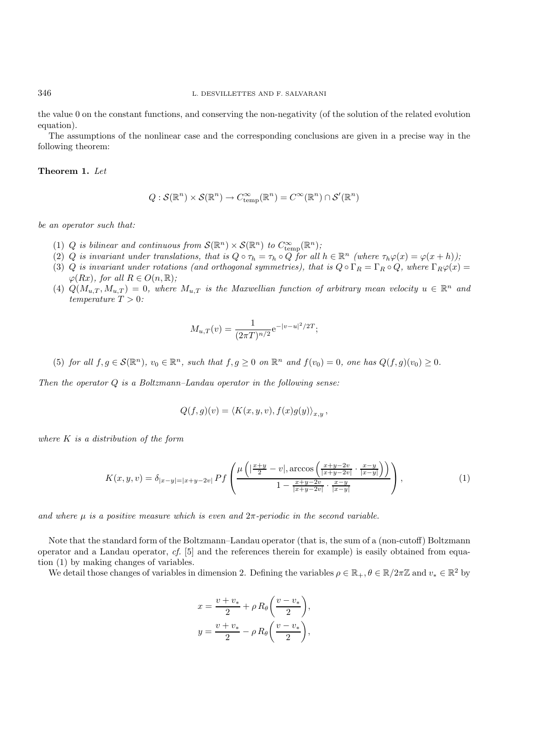the value 0 on the constant functions, and conserving the non-negativity (of the solution of the related evolution equation).

The assumptions of the nonlinear case and the corresponding conclusions are given in a precise way in the following theorem:

**Theorem 1.** *Let*

$$Q : \mathcal{S}(\mathbb{R}^n) \times \mathcal{S}(\mathbb{R}^n) \to C^\infty_{\text{temp}}(\mathbb{R}^n) = C^\infty(\mathbb{R}^n) \cap \mathcal{S}'(\mathbb{R}^n)$$

*be an operator such that:*

1. *$Q$ is bilinear and continuous from $\mathcal{S}(\mathbb{R}^n) \times \mathcal{S}(\mathbb{R}^n)$ to $C^\infty_{\text{temp}}(\mathbb{R}^n)$;*
2. *$Q$ is invariant under translations, that is $Q \circ \tau_h = \tau_h \circ Q$ for all $h \in \mathbb{R}^n$ (where $\tau_h \varphi(x) = \varphi(x+h)$);*
3. *$Q$ is invariant under rotations (and orthogonal symmetries), that is $Q \circ \Gamma_R = \Gamma_R \circ Q$, where $\Gamma_R \varphi(x) = \varphi(Rx)$, for all $R \in O(n, \mathbb{R})$;*
4. *$Q(M_{u,T}, M_{u,T}) = 0$, where $M_{u,T}$ is the Maxwellian function of arbitrary mean velocity $u \in \mathbb{R}^n$ and temperature $T > 0$:*

$$M_{u,T}(v) = \frac{1}{(2\pi T)^{n/2}} \mathrm{e}^{-|v-u|^2/2T};$$

5. *for all $f, g \in \mathcal{S}(\mathbb{R}^n)$, $v_0 \in \mathbb{R}^n$, such that $f, g \geq 0$ on $\mathbb{R}^n$ and $f(v_0) = 0$, one has $Q(f,g)(v_0) \geq 0$.*

*Then the operator $Q$ is a Boltzmann–Landau operator in the following sense:*

$$Q(f,g)(v) = \langle K(x,y,v), f(x)g(y) \rangle_{x,y},$$

*where $K$ is a distribution of the form*

$$K(x,y,v) = \delta_{|x-y|=|x+y-2v|} \, Pf \left( \frac{\mu\left( |\frac{x+y}{2} - v|, \arccos\left( \frac{x+y-2v}{|x+y-2v|} \cdot \frac{x-y}{|x-y|} \right) \right)}{1 - \frac{x+y-2v}{|x+y-2v|} \cdot \frac{x-y}{|x-y|}} \right), \tag{1}$$

*and where $\mu$ is a positive measure which is even and $2\pi$-periodic in the second variable.*

Note that the standard form of the Boltzmann–Landau operator (that is, the sum of a (non-cutoff) Boltzmann operator and a Landau operator, *cf.* [5] and the references therein for example) is easily obtained from equation (1) by making changes of variables.

We detail those changes of variables in dimension 2. Defining the variables $\rho \in \mathbb{R}_+, \theta \in \mathbb{R}/2\pi\mathbb{Z}$ and $v_* \in \mathbb{R}^2$ by

$$x = \frac{v+v_*}{2} + \rho \, R_\theta \bigg( \frac{v-v_*}{2} \bigg),$$

$$y = \frac{v+v_*}{2} - \rho \, R_\theta \bigg( \frac{v-v_*}{2} \bigg),$$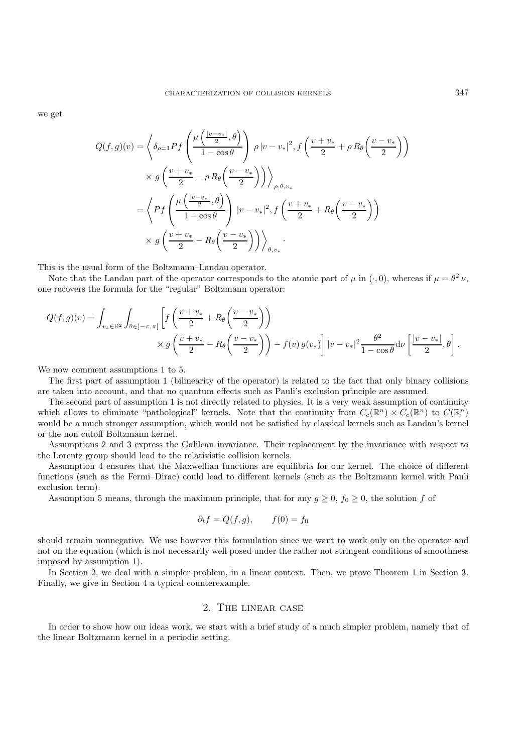we get

$$
\begin{aligned}
Q(f,g)(v) &= \left\langle \delta_{\rho=1} Pf \left( \frac{\mu\left(\frac{|v-v_*|}{2}, \theta\right)}{1-\cos\theta} \right) \rho\, |v-v_*|^2, f\left(\frac{v+v_*}{2} + \rho\, R_\theta\Big(\frac{v-v_*}{2}\Big)\right) \right. \\
&\quad \left. \times\, g\left(\frac{v+v_*}{2} - \rho\, R_\theta\Big(\frac{v-v_*}{2}\Big)\right) \right\rangle_{\rho,\theta,v_*} \\
&= \left\langle Pf \left( \frac{\mu\left(\frac{|v-v_*|}{2}, \theta\right)}{1-\cos\theta} \right) |v-v_*|^2, f\left(\frac{v+v_*}{2} + R_\theta\Big(\frac{v-v_*}{2}\Big)\right) \right. \\
&\quad \left. \times\, g\left(\frac{v+v_*}{2} - R_\theta\Big(\frac{v-v_*}{2}\Big)\right) \right\rangle_{\theta,v_*} .
\end{aligned}
$$

This is the usual form of the Boltzmann–Landau operator.

Note that the Landau part of the operator corresponds to the atomic part of $\mu$ in $(\cdot, 0)$, whereas if $\mu = \theta^2\,\nu$, one recovers the formula for the "regular" Boltzmann operator:

$$
\begin{aligned}
Q(f,g)(v) = \int_{v_*\in\mathbb{R}^2} \int_{\theta\in]-\pi,\pi[} \Bigg[ & f\left(\frac{v+v_*}{2} + R_\theta\Big(\frac{v-v_*}{2}\Big)\right) \\
& \times g\left(\frac{v+v_*}{2} - R_\theta\Big(\frac{v-v_*}{2}\Big)\right) - f(v)\, g(v_*) \Bigg] |v-v_*|^2 \frac{\theta^2}{1-\cos\theta} \mathrm{d}\nu\left[\frac{|v-v_*|}{2}, \theta\right].
\end{aligned}
$$

We now comment assumptions 1 to 5.

The first part of assumption 1 (bilinearity of the operator) is related to the fact that only binary collisions are taken into account, and that no quantum effects such as Pauli's exclusion principle are assumed.

The second part of assumption 1 is not directly related to physics. It is a very weak assumption of continuity which allows to eliminate "pathological" kernels. Note that the continuity from $C_c(\mathbb{R}^n) \times C_c(\mathbb{R}^n)$ to $C(\mathbb{R}^n)$ would be a much stronger assumption, which would not be satisfied by classical kernels such as Landau's kernel or the non cutoff Boltzmann kernel.

Assumptions 2 and 3 express the Galilean invariance. Their replacement by the invariance with respect to the Lorentz group should lead to the relativistic collision kernels.

Assumption 4 ensures that the Maxwellian functions are equilibria for our kernel. The choice of different functions (such as the Fermi–Dirac) could lead to different kernels (such as the Boltzmann kernel with Pauli exclusion term).

Assumption 5 means, through the maximum principle, that for any $g \geq 0$, $f_0 \geq 0$, the solution $f$ of

$$
\partial_t f = Q(f,g), \qquad f(0) = f_0
$$

should remain nonnegative. We use however this formulation since we want to work only on the operator and not on the equation (which is not necessarily well posed under the rather not stringent conditions of smoothness imposed by assumption 1).

In Section 2, we deal with a simpler problem, in a linear context. Then, we prove Theorem 1 in Section 3. Finally, we give in Section 4 a typical counterexample.

## 2. The linear case

In order to show how our ideas work, we start with a brief study of a much simpler problem, namely that of the linear Boltzmann kernel in a periodic setting.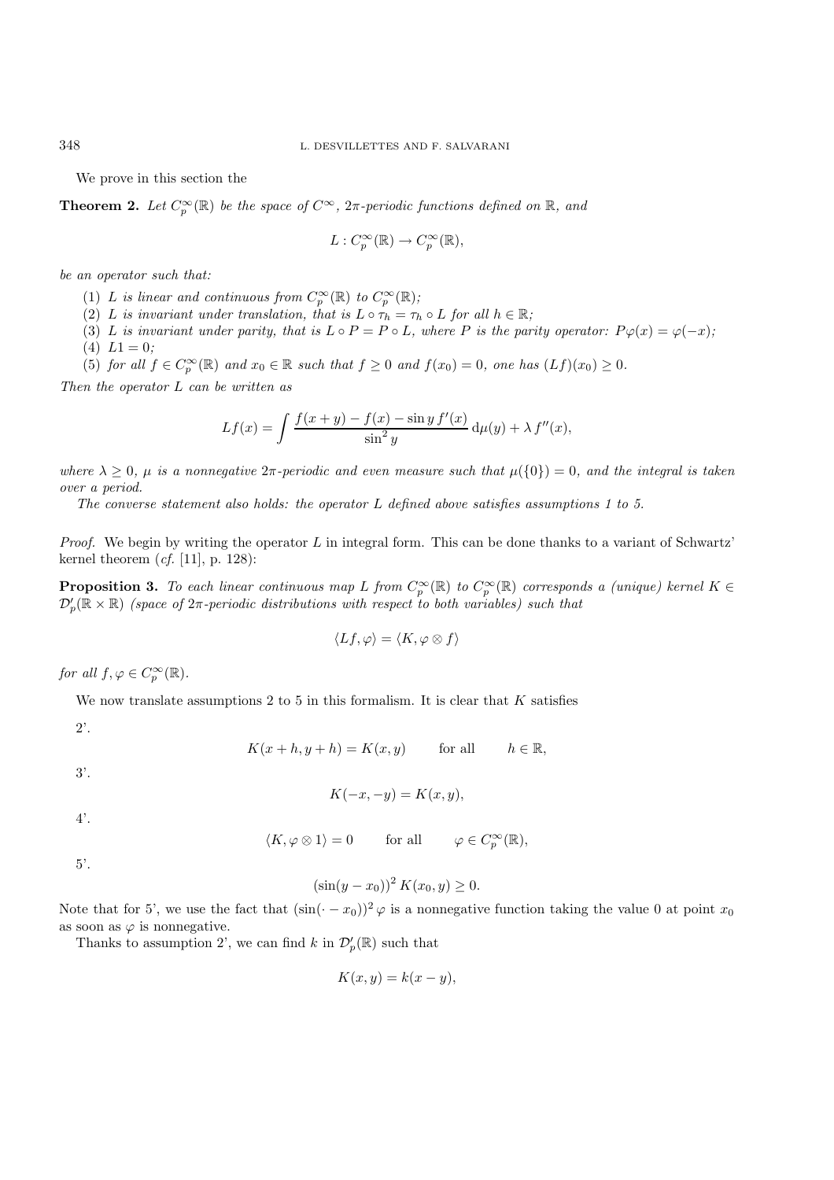We prove in this section the

**Theorem 2.** *Let $C_p^\infty(\mathbb{R})$ be the space of $C^\infty$, $2\pi$-periodic functions defined on $\mathbb{R}$, and*

$$L : C_p^\infty(\mathbb{R}) \to C_p^\infty(\mathbb{R}),$$

*be an operator such that:*

1. *$L$ is linear and continuous from $C_p^\infty(\mathbb{R})$ to $C_p^\infty(\mathbb{R})$;*
2. *$L$ is invariant under translation, that is $L \circ \tau_h = \tau_h \circ L$ for all $h \in \mathbb{R}$;*
3. *$L$ is invariant under parity, that is $L \circ P = P \circ L$, where $P$ is the parity operator: $P\varphi(x) = \varphi(-x)$;*
4. *$L1 = 0$;*
5. *for all $f \in C_p^\infty(\mathbb{R})$ and $x_0 \in \mathbb{R}$ such that $f \geq 0$ and $f(x_0) = 0$, one has $(Lf)(x_0) \geq 0$.*

*Then the operator $L$ can be written as*

$$Lf(x) = \int \frac{f(x+y) - f(x) - \sin y \, f'(x)}{\sin^2 y} \, \mathrm{d}\mu(y) + \lambda \, f''(x),$$

*where $\lambda \geq 0$, $\mu$ is a nonnegative $2\pi$-periodic and even measure such that $\mu(\{0\}) = 0$, and the integral is taken over a period.*

*The converse statement also holds: the operator $L$ defined above satisfies assumptions 1 to 5.*

*Proof.* We begin by writing the operator $L$ in integral form. This can be done thanks to a variant of Schwartz' kernel theorem (*cf.* [11], p. 128):

**Proposition 3.** *To each linear continuous map $L$ from $C_p^\infty(\mathbb{R})$ to $C_p^\infty(\mathbb{R})$ corresponds a (unique) kernel $K \in \mathcal{D}'_p(\mathbb{R} \times \mathbb{R})$ (space of $2\pi$-periodic distributions with respect to both variables) such that*

$$\langle Lf, \varphi \rangle = \langle K, \varphi \otimes f \rangle$$

*for all $f, \varphi \in C_p^\infty(\mathbb{R})$.*

We now translate assumptions 2 to 5 in this formalism. It is clear that $K$ satisfies

2'.

$$K(x+h, y+h) = K(x,y) \qquad \text{for all} \qquad h \in \mathbb{R},$$

3'.

$$K(-x,-y) = K(x,y),$$

4'.

$$\langle K, \varphi \otimes 1 \rangle = 0 \qquad \text{for all} \qquad \varphi \in C_p^\infty(\mathbb{R}),$$

5'.

$$(\sin(y - x_0))^2 \, K(x_0, y) \geq 0.$$

Note that for 5', we use the fact that $(\sin(\cdot - x_0))^2 \varphi$ is a nonnegative function taking the value 0 at point $x_0$ as soon as $\varphi$ is nonnegative.

Thanks to assumption 2', we can find $k$ in $\mathcal{D}'_p(\mathbb{R})$ such that

$$K(x,y) = k(x-y),$$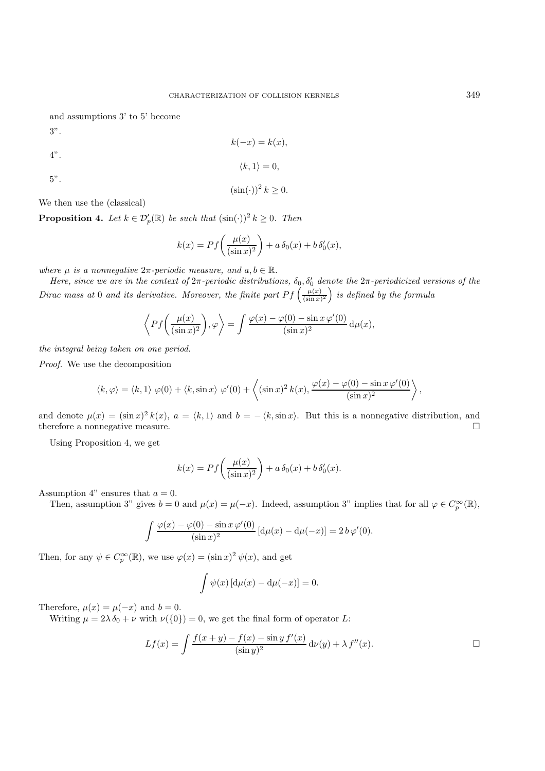and assumptions 3' to 5' become

3".

$$k(-x) = k(x),$$

4".

$$\langle k, 1\rangle = 0,$$

5".

$$(\sin(\cdot))^2\, k \geq 0.$$

We then use the (classical)

**Proposition 4.** *Let $k \in \mathcal{D}'_p(\mathbb{R})$ be such that $(\sin(\cdot))^2\, k \geq 0$. Then*

$$k(x) = Pf\left(\frac{\mu(x)}{(\sin x)^2}\right) + a\,\delta_0(x) + b\,\delta_0'(x),$$

*where $\mu$ is a nonnegative $2\pi$-periodic measure, and $a, b \in \mathbb{R}$.*

*Here, since we are in the context of $2\pi$-periodic distributions, $\delta_0, \delta_0'$ denote the $2\pi$-periodicized versions of the Dirac mass at 0 and its derivative. Moreover, the finite part $Pf\left(\frac{\mu(x)}{(\sin x)^2}\right)$ is defined by the formula*

$$\left\langle Pf\left(\frac{\mu(x)}{(\sin x)^2}\right), \varphi\right\rangle = \int \frac{\varphi(x) - \varphi(0) - \sin x\, \varphi'(0)}{(\sin x)^2}\, \mathrm{d}\mu(x),$$

*the integral being taken on one period.*

*Proof.* We use the decomposition

$$\langle k, \varphi\rangle = \langle k, 1\rangle\ \varphi(0) + \langle k, \sin x\rangle\ \varphi'(0) + \left\langle (\sin x)^2\, k(x), \frac{\varphi(x) - \varphi(0) - \sin x\, \varphi'(0)}{(\sin x)^2}\right\rangle,$$

and denote $\mu(x) = (\sin x)^2\, k(x)$, $a = \langle k, 1\rangle$ and $b = -\langle k, \sin x\rangle$. But this is a nonnegative distribution, and therefore a nonnegative measure. $\square$

Using Proposition 4, we get

$$k(x) = Pf\left(\frac{\mu(x)}{(\sin x)^2}\right) + a\,\delta_0(x) + b\,\delta_0'(x).$$

Assumption 4" ensures that $a = 0$.

Then, assumption 3" gives $b = 0$ and $\mu(x) = \mu(-x)$. Indeed, assumption 3" implies that for all $\varphi \in C_p^\infty(\mathbb{R})$,

$$\int \frac{\varphi(x) - \varphi(0) - \sin x\, \varphi'(0)}{(\sin x)^2}\, [\mathrm{d}\mu(x) - \mathrm{d}\mu(-x)] = 2\, b\, \varphi'(0).$$

Then, for any $\psi \in C_p^\infty(\mathbb{R})$, we use $\varphi(x) = (\sin x)^2\, \psi(x)$, and get

$$\int \psi(x)\, [\mathrm{d}\mu(x) - \mathrm{d}\mu(-x)] = 0.$$

Therefore, $\mu(x) = \mu(-x)$ and $b = 0$.

Writing $\mu = 2\lambda\,\delta_0 + \nu$ with $\nu(\{0\}) = 0$, we get the final form of operator $L$:

$$Lf(x) = \int \frac{f(x+y) - f(x) - \sin y\, f'(x)}{(\sin y)^2}\, \mathrm{d}\nu(y) + \lambda\, f''(x). \qquad \square$$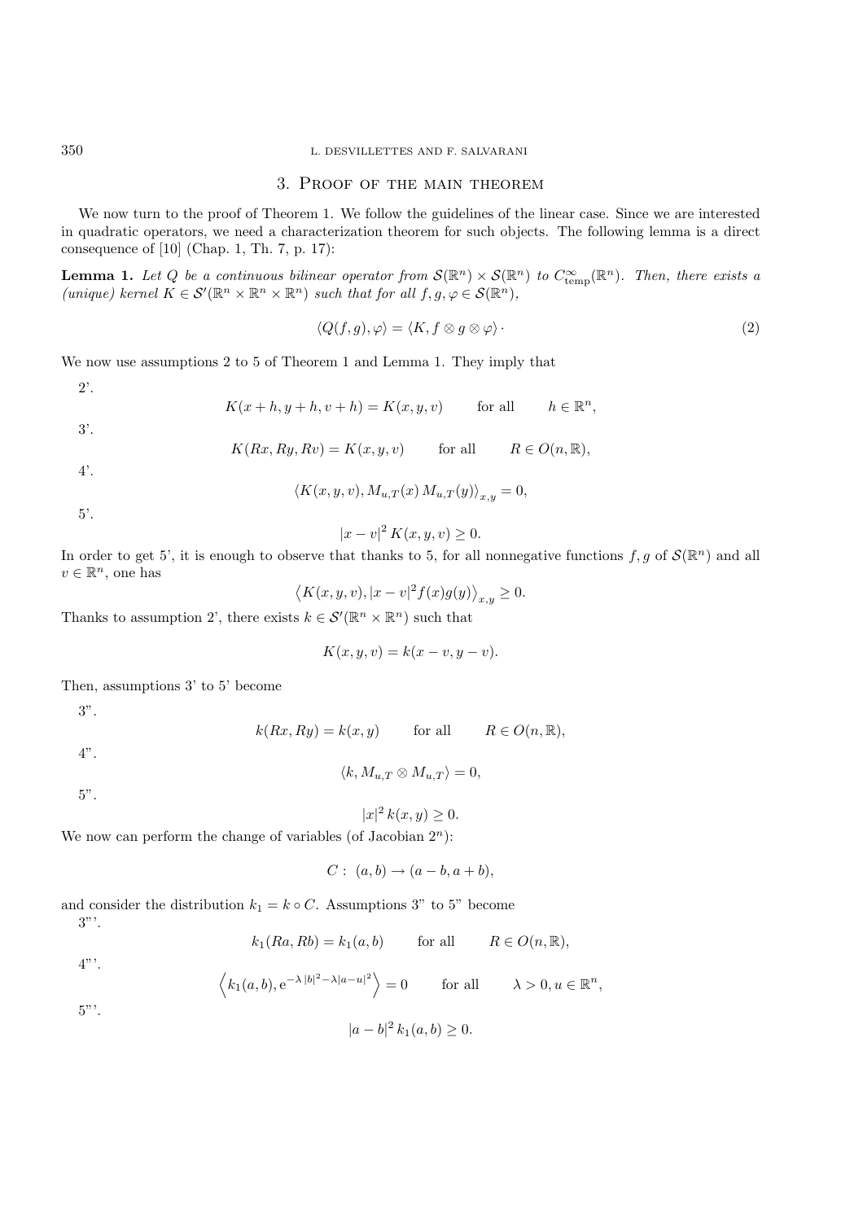## 3. Proof of the main theorem

We now turn to the proof of Theorem 1. We follow the guidelines of the linear case. Since we are interested in quadratic operators, we need a characterization theorem for such objects. The following lemma is a direct consequence of [10] (Chap. 1, Th. 7, p. 17):

**Lemma 1.** *Let $Q$ be a continuous bilinear operator from $\mathcal{S}(\mathbb{R}^n) \times \mathcal{S}(\mathbb{R}^n)$ to $C^\infty_{\rm temp}(\mathbb{R}^n)$. Then, there exists a (unique) kernel $K \in \mathcal{S}'(\mathbb{R}^n \times \mathbb{R}^n \times \mathbb{R}^n)$ such that for all $f, g, \varphi \in \mathcal{S}(\mathbb{R}^n)$,*

$$\langle Q(f,g), \varphi \rangle = \langle K, f \otimes g \otimes \varphi \rangle \cdot \tag{2}$$

We now use assumptions 2 to 5 of Theorem 1 and Lemma 1. They imply that

2'.
$$K(x+h, y+h, v+h) = K(x,y,v) \qquad \text{for all} \qquad h \in \mathbb{R}^n,$$

3'.
$$K(Rx, Ry, Rv) = K(x,y,v) \qquad \text{for all} \qquad R \in O(n, \mathbb{R}),$$

4'.
$$\langle K(x,y,v), M_{u,T}(x)\, M_{u,T}(y) \rangle_{x,y} = 0,$$

5'.
$$|x-v|^2\, K(x,y,v) \geq 0.$$

In order to get 5', it is enough to observe that thanks to 5, for all nonnegative functions $f, g$ of $\mathcal{S}(\mathbb{R}^n)$ and all $v \in \mathbb{R}^n$, one has

$$\left\langle K(x,y,v), |x-v|^2 f(x) g(y) \right\rangle_{x,y} \geq 0.$$

Thanks to assumption 2', there exists $k \in \mathcal{S}'(\mathbb{R}^n \times \mathbb{R}^n)$ such that

$$K(x,y,v) = k(x-v, y-v).$$

Then, assumptions 3' to 5' become

3".
$$k(Rx, Ry) = k(x,y) \qquad \text{for all} \qquad R \in O(n, \mathbb{R}),$$

4".
$$\langle k, M_{u,T} \otimes M_{u,T} \rangle = 0,$$

5".
$$|x|^2\, k(x,y) \geq 0.$$

We now can perform the change of variables (of Jacobian $2^n$):

$$C: \ (a,b) \to (a-b, a+b),$$

and consider the distribution $k_1 = k \circ C$. Assumptions 3" to 5" become

3"'.
$$k_1(Ra, Rb) = k_1(a,b) \qquad \text{for all} \qquad R \in O(n, \mathbb{R}),$$

4"'.
$$\left\langle k_1(a,b), \mathrm{e}^{-\lambda\, |b|^2 - \lambda |a-u|^2} \right\rangle = 0 \qquad \text{for all} \qquad \lambda > 0, u \in \mathbb{R}^n,$$

5"'.
$$|a-b|^2\, k_1(a,b) \geq 0.$$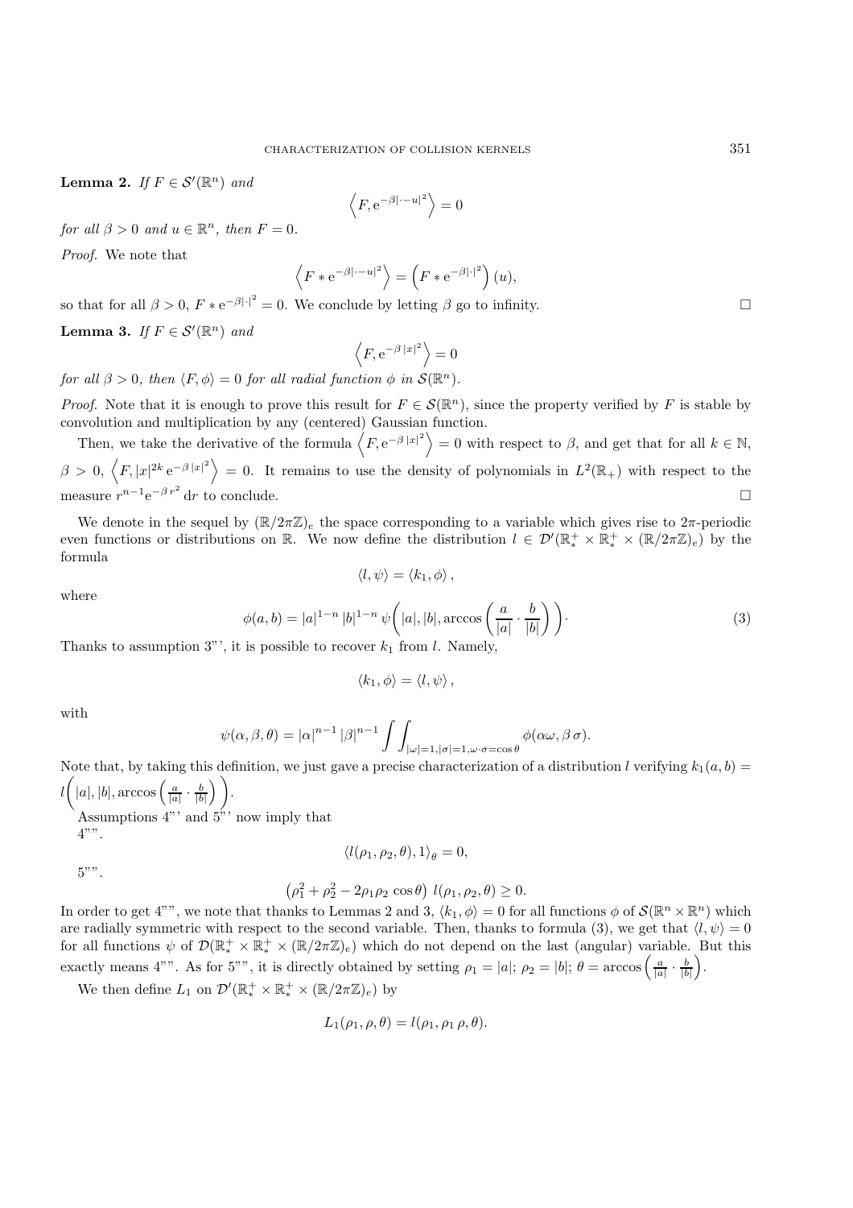**Lemma 2.** *If $F \in \mathcal{S}'(\mathbb{R}^n)$ and*

$$\left\langle F, \mathrm{e}^{-\beta|\cdot-u|^2} \right\rangle = 0$$

*for all $\beta > 0$ and $u \in \mathbb{R}^n$, then $F = 0$.*

*Proof.* We note that

$$\left\langle F * \mathrm{e}^{-\beta|\cdot-u|^2} \right\rangle = \left( F * \mathrm{e}^{-\beta|\cdot|^2} \right)(u),$$

so that for all $\beta > 0$, $F * \mathrm{e}^{-\beta|\cdot|^2} = 0$. We conclude by letting $\beta$ go to infinity. □

**Lemma 3.** *If $F \in \mathcal{S}'(\mathbb{R}^n)$ and*

$$\left\langle F, \mathrm{e}^{-\beta\,|x|^2} \right\rangle = 0$$

*for all $\beta > 0$, then $\langle F, \phi \rangle = 0$ for all radial function $\phi$ in $\mathcal{S}(\mathbb{R}^n)$.*

*Proof.* Note that it is enough to prove this result for $F \in \mathcal{S}(\mathbb{R}^n)$, since the property verified by $F$ is stable by convolution and multiplication by any (centered) Gaussian function.

Then, we take the derivative of the formula $\left\langle F, \mathrm{e}^{-\beta\,|x|^2} \right\rangle = 0$ with respect to $\beta$, and get that for all $k \in \mathbb{N}$, $\beta > 0$, $\left\langle F, |x|^{2k}\,\mathrm{e}^{-\beta\,|x|^2} \right\rangle = 0$. It remains to use the density of polynomials in $L^2(\mathbb{R}_+)$ with respect to the measure $r^{n-1}\mathrm{e}^{-\beta\,r^2}\,\mathrm{d}r$ to conclude. □

We denote in the sequel by $(\mathbb{R}/2\pi\mathbb{Z})_e$ the space corresponding to a variable which gives rise to $2\pi$-periodic even functions or distributions on $\mathbb{R}$. We now define the distribution $l \in \mathcal{D}'(\mathbb{R}^+_* \times \mathbb{R}^+_* \times (\mathbb{R}/2\pi\mathbb{Z})_e)$ by the formula

$$\langle l, \psi \rangle = \langle k_1, \phi \rangle\,,$$

where

$$\phi(a,b) = |a|^{1-n}\,|b|^{1-n}\,\psi\bigg(|a|, |b|, \arccos\bigg(\frac{a}{|a|} \cdot \frac{b}{|b|}\bigg)\bigg)\cdot \tag{3}$$

Thanks to assumption 3"', it is possible to recover $k_1$ from $l$. Namely,

$$\langle k_1, \phi \rangle = \langle l, \psi \rangle\,,$$

with

$$\psi(\alpha,\beta,\theta) = |\alpha|^{n-1}\,|\beta|^{n-1} \int\!\!\int_{|\omega|=1, |\sigma|=1, \omega\cdot\sigma=\cos\theta} \phi(\alpha\omega, \beta\,\sigma).$$

Note that, by taking this definition, we just gave a precise characterization of a distribution $l$ verifying $k_1(a,b) = l\bigg(|a|, |b|, \arccos\Big(\frac{a}{|a|} \cdot \frac{b}{|b|}\Big)\bigg)$.

Assumptions 4"' and 5"' now imply that

4"".

$$\langle l(\rho_1, \rho_2, \theta), 1 \rangle_\theta = 0,$$

5"".

$$\left(\rho_1^2 + \rho_2^2 - 2\rho_1\rho_2\cos\theta\right)\, l(\rho_1, \rho_2, \theta) \geq 0.$$

In order to get 4"", we note that thanks to Lemmas 2 and 3, $\langle k_1, \phi \rangle = 0$ for all functions $\phi$ of $\mathcal{S}(\mathbb{R}^n \times \mathbb{R}^n)$ which are radially symmetric with respect to the second variable. Then, thanks to formula (3), we get that $\langle l, \psi \rangle = 0$ for all functions $\psi$ of $\mathcal{D}(\mathbb{R}^+_* \times \mathbb{R}^+_* \times (\mathbb{R}/2\pi\mathbb{Z})_e)$ which do not depend on the last (angular) variable. But this exactly means 4"". As for 5"", it is directly obtained by setting $\rho_1 = |a|$; $\rho_2 = |b|$; $\theta = \arccos\Big(\frac{a}{|a|} \cdot \frac{b}{|b|}\Big)$.

We then define $L_1$ on $\mathcal{D}'(\mathbb{R}^+_* \times \mathbb{R}^+_* \times (\mathbb{R}/2\pi\mathbb{Z})_e)$ by

$$L_1(\rho_1, \rho, \theta) = l(\rho_1, \rho_1\,\rho, \theta).$$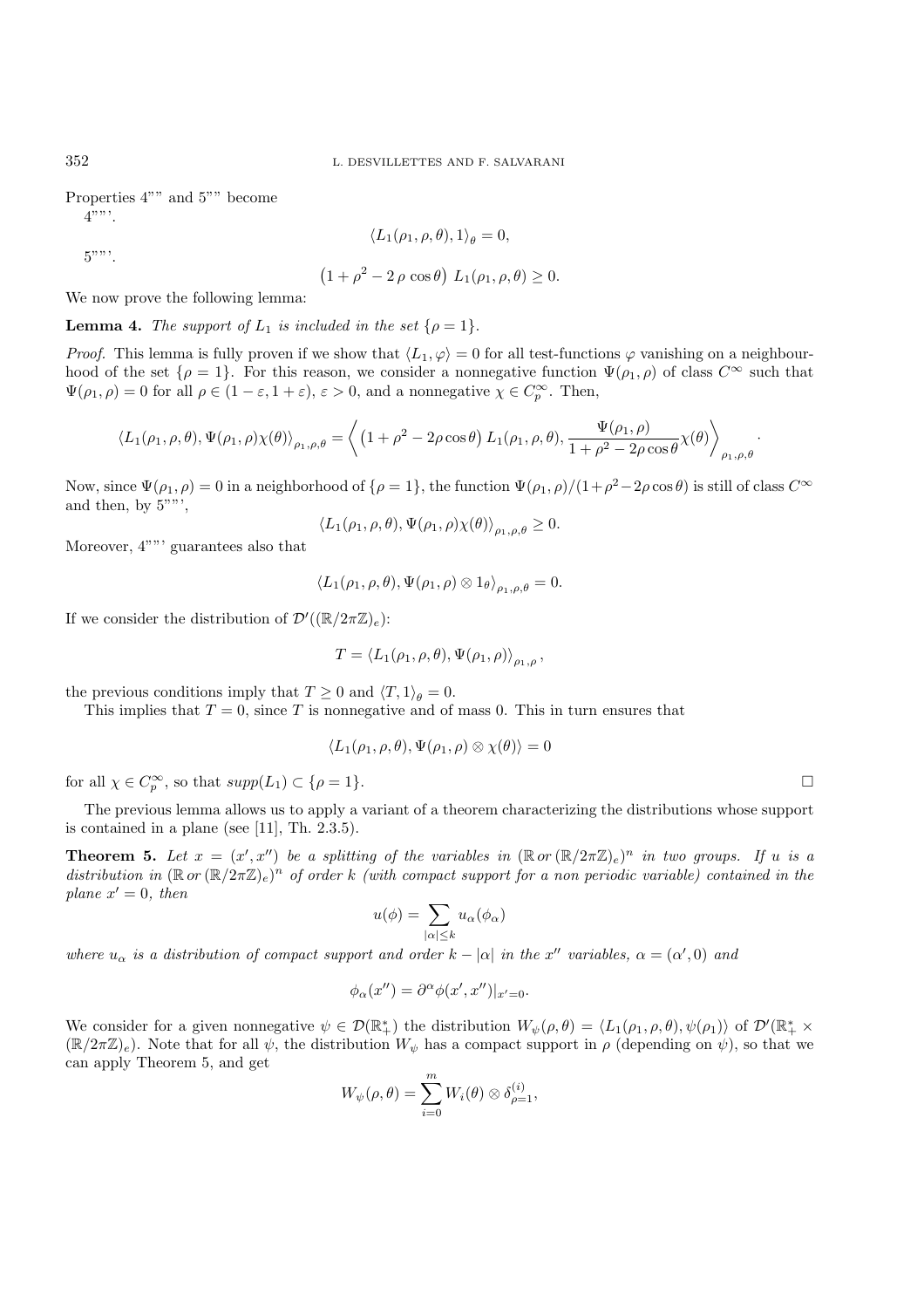Properties 4"" and 5"" become

4""'.

$$\langle L_1(\rho_1, \rho, \theta), 1 \rangle_\theta = 0,$$

5""'.

$$\left(1 + \rho^2 - 2\,\rho\,\cos\theta\right)\, L_1(\rho_1, \rho, \theta) \geq 0.$$

We now prove the following lemma:

**Lemma 4.** *The support of* $L_1$ *is included in the set* $\{\rho = 1\}$.

*Proof.* This lemma is fully proven if we show that $\langle L_1, \varphi \rangle = 0$ for all test-functions $\varphi$ vanishing on a neighbourhood of the set $\{\rho = 1\}$. For this reason, we consider a nonnegative function $\Psi(\rho_1, \rho)$ of class $C^\infty$ such that $\Psi(\rho_1, \rho) = 0$ for all $\rho \in (1-\varepsilon, 1+\varepsilon)$, $\varepsilon > 0$, and a nonnegative $\chi \in C_p^\infty$. Then,

$$\langle L_1(\rho_1, \rho, \theta), \Psi(\rho_1, \rho)\chi(\theta) \rangle_{\rho_1, \rho, \theta} = \left\langle \left(1 + \rho^2 - 2\rho\cos\theta\right) L_1(\rho_1, \rho, \theta), \frac{\Psi(\rho_1, \rho)}{1 + \rho^2 - 2\rho\cos\theta}\chi(\theta) \right\rangle_{\rho_1, \rho, \theta}.$$

Now, since $\Psi(\rho_1, \rho) = 0$ in a neighborhood of $\{\rho = 1\}$, the function $\Psi(\rho_1, \rho)/(1+\rho^2-2\rho\cos\theta)$ is still of class $C^\infty$ and then, by 5""',

$$\langle L_1(\rho_1, \rho, \theta), \Psi(\rho_1, \rho)\chi(\theta) \rangle_{\rho_1, \rho, \theta} \geq 0.$$

Moreover, 4""' guarantees also that

$$\langle L_1(\rho_1, \rho, \theta), \Psi(\rho_1, \rho) \otimes 1_\theta \rangle_{\rho_1, \rho, \theta} = 0.$$

If we consider the distribution of $\mathcal{D}'((\mathbb{R}/2\pi\mathbb{Z})_e)$:

$$T = \langle L_1(\rho_1, \rho, \theta), \Psi(\rho_1, \rho) \rangle_{\rho_1, \rho},$$

the previous conditions imply that $T \geq 0$ and $\langle T, 1 \rangle_\theta = 0$.

This implies that $T = 0$, since $T$ is nonnegative and of mass 0. This in turn ensures that

$$\langle L_1(\rho_1, \rho, \theta), \Psi(\rho_1, \rho) \otimes \chi(\theta) \rangle = 0$$

for all $\chi \in C_p^\infty$, so that $supp(L_1) \subset \{\rho = 1\}$. $\square$

The previous lemma allows us to apply a variant of a theorem characterizing the distributions whose support is contained in a plane (see [11], Th. 2.3.5).

**Theorem 5.** *Let* $x = (x', x'')$ *be a splitting of the variables in* $(\mathbb{R}\,or\,(\mathbb{R}/2\pi\mathbb{Z})_e)^n$ *in two groups. If* $u$ *is a distribution in* $(\mathbb{R}\,or\,(\mathbb{R}/2\pi\mathbb{Z})_e)^n$ *of order* $k$ *(with compact support for a non periodic variable) contained in the plane* $x' = 0$, *then*

$$u(\phi) = \sum_{|\alpha| \leq k} u_\alpha(\phi_\alpha)$$

*where* $u_\alpha$ *is a distribution of compact support and order* $k - |\alpha|$ *in the* $x''$ *variables,* $\alpha = (\alpha', 0)$ *and*

$$\phi_\alpha(x'') = \partial^\alpha \phi(x', x'')|_{x'=0}.$$

We consider for a given nonnegative $\psi \in \mathcal{D}(\mathbb{R}_+^*)$ the distribution $W_\psi(\rho, \theta) = \langle L_1(\rho_1, \rho, \theta), \psi(\rho_1) \rangle$ of $\mathcal{D}'(\mathbb{R}_+^* \times (\mathbb{R}/2\pi\mathbb{Z})_e)$. Note that for all $\psi$, the distribution $W_\psi$ has a compact support in $\rho$ (depending on $\psi$), so that we can apply Theorem 5, and get

$$W_\psi(\rho, \theta) = \sum_{i=0}^{m} W_i(\theta) \otimes \delta_{\rho=1}^{(i)},$$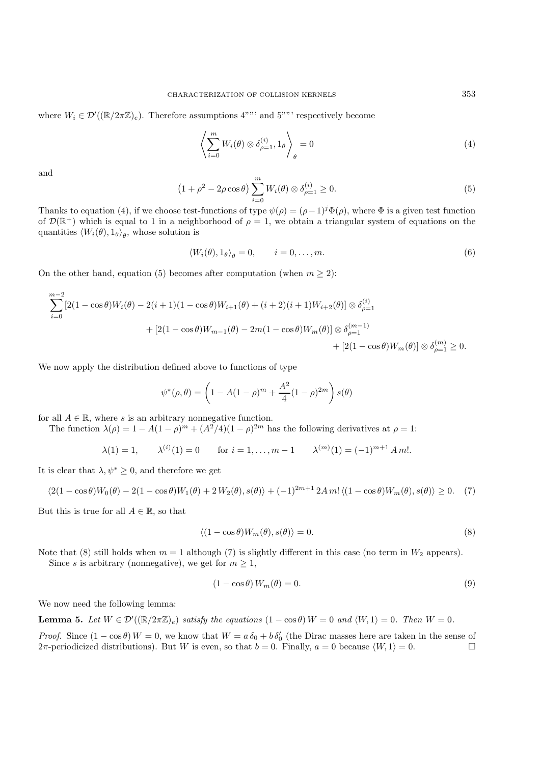where $W_i \in \mathcal{D}'((\mathbb{R}/2\pi\mathbb{Z})_e)$. Therefore assumptions 4"""' and 5"""' respectively become

$$\left\langle \sum_{i=0}^{m} W_i(\theta) \otimes \delta_{\rho=1}^{(i)}, 1_\theta \right\rangle_\theta = 0 \tag{4}$$

and

$$\left(1+\rho^2 - 2\rho\cos\theta\right) \sum_{i=0}^{m} W_i(\theta) \otimes \delta_{\rho=1}^{(i)} \geq 0. \tag{5}$$

Thanks to equation (4), if we choose test-functions of type $\psi(\rho) = (\rho-1)^j \Phi(\rho)$, where $\Phi$ is a given test function of $\mathcal{D}(\mathbb{R}^+)$ which is equal to 1 in a neighborhood of $\rho = 1$, we obtain a triangular system of equations on the quantities $\langle W_i(\theta), 1_\theta \rangle_\theta$, whose solution is

$$\langle W_i(\theta), 1_\theta \rangle_\theta = 0, \qquad i = 0, \ldots, m. \tag{6}$$

On the other hand, equation (5) becomes after computation (when $m \geq 2$):

$$\begin{aligned}\sum_{i=0}^{m-2} &[2(1-\cos\theta)W_i(\theta) - 2(i+1)(1-\cos\theta)W_{i+1}(\theta) + (i+2)(i+1)W_{i+2}(\theta)] \otimes \delta_{\rho=1}^{(i)} \\ &+ [2(1-\cos\theta)W_{m-1}(\theta) - 2m(1-\cos\theta)W_m(\theta)] \otimes \delta_{\rho=1}^{(m-1)} \\ &\qquad + [2(1-\cos\theta)W_m(\theta)] \otimes \delta_{\rho=1}^{(m)} \geq 0.\end{aligned}$$

We now apply the distribution defined above to functions of type

$$\psi^*(\rho,\theta) = \left(1 - A(1-\rho)^m + \frac{A^2}{4}(1-\rho)^{2m}\right) s(\theta)$$

for all $A \in \mathbb{R}$, where $s$ is an arbitrary nonnegative function.

The function $\lambda(\rho) = 1 - A(1-\rho)^m + (A^2/4)(1-\rho)^{2m}$ has the following derivatives at $\rho = 1$:

$$\lambda(1) = 1, \qquad \lambda^{(i)}(1) = 0 \qquad \text{for } i = 1, \ldots, m-1 \qquad \lambda^{(m)}(1) = (-1)^{m+1}\, A\, m!.$$

It is clear that $\lambda, \psi^* \geq 0$, and therefore we get

$$\langle 2(1-\cos\theta)W_0(\theta) - 2(1-\cos\theta)W_1(\theta) + 2\,W_2(\theta), s(\theta)\rangle + (-1)^{2m+1}\, 2A\, m!\, \langle (1-\cos\theta)W_m(\theta), s(\theta)\rangle \geq 0. \tag{7}$$

But this is true for all $A \in \mathbb{R}$, so that

$$\langle (1-\cos\theta)W_m(\theta), s(\theta)\rangle = 0. \tag{8}$$

Note that (8) still holds when $m = 1$ although (7) is slightly different in this case (no term in $W_2$ appears).

Since $s$ is arbitrary (nonnegative), we get for $m \geq 1$,

$$(1-\cos\theta)\, W_m(\theta) = 0. \tag{9}$$

We now need the following lemma:

**Lemma 5.** *Let $W \in \mathcal{D}'((\mathbb{R}/2\pi\mathbb{Z})_e)$ satisfy the equations $(1-\cos\theta)\, W = 0$ and $\langle W, 1\rangle = 0$. Then $W = 0$.*

*Proof.* Since $(1-\cos\theta)\, W = 0$, we know that $W = a\,\delta_0 + b\,\delta_0'$ (the Dirac masses here are taken in the sense of $2\pi$-periodicized distributions). But $W$ is even, so that $b = 0$. Finally, $a = 0$ because $\langle W, 1\rangle = 0$. □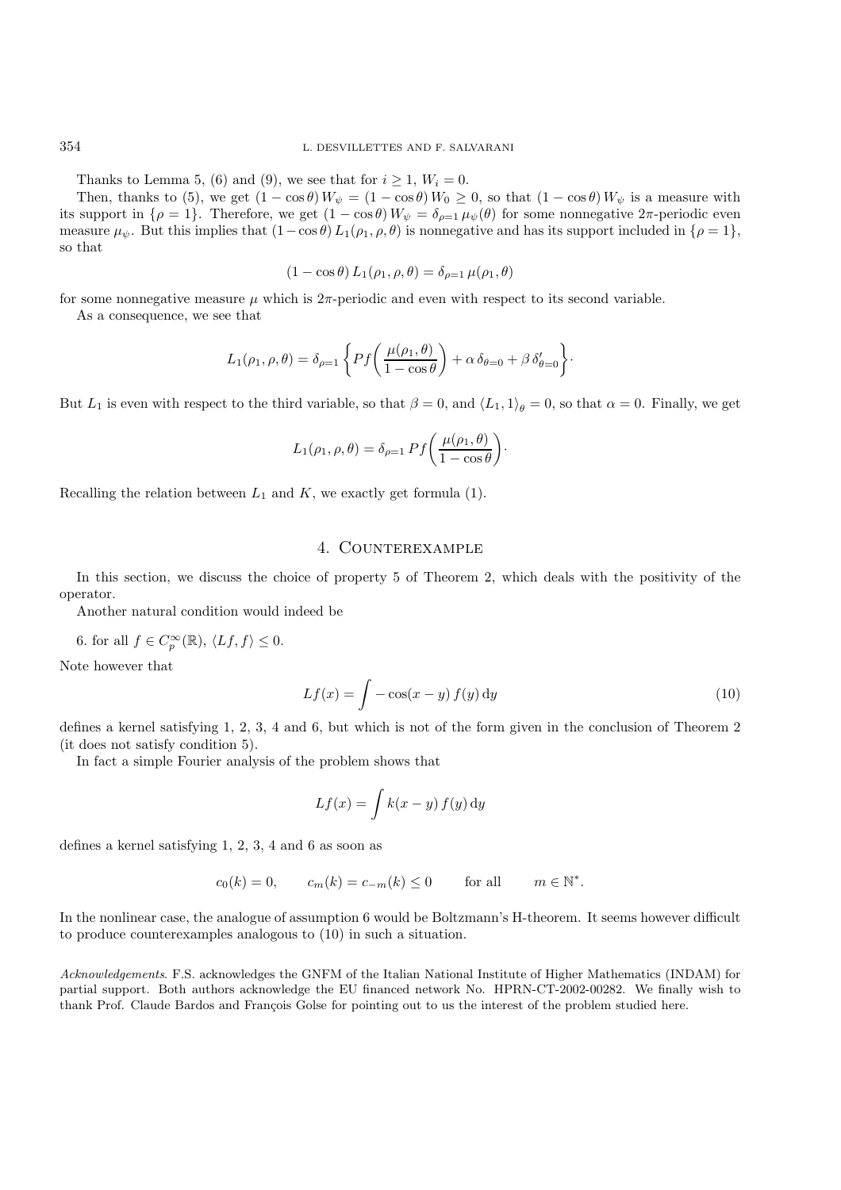Thanks to Lemma 5, (6) and (9), we see that for $i \geq 1$, $W_i = 0$.

Then, thanks to (5), we get $(1 - \cos\theta)\, W_\psi = (1 - \cos\theta)\, W_0 \geq 0$, so that $(1 - \cos\theta)\, W_\psi$ is a measure with its support in $\{\rho = 1\}$. Therefore, we get $(1 - \cos\theta)\, W_\psi = \delta_{\rho=1}\, \mu_\psi(\theta)$ for some nonnegative $2\pi$-periodic even measure $\mu_\psi$. But this implies that $(1 - \cos\theta)\, L_1(\rho_1, \rho, \theta)$ is nonnegative and has its support included in $\{\rho = 1\}$, so that

$$(1 - \cos\theta)\, L_1(\rho_1, \rho, \theta) = \delta_{\rho=1}\, \mu(\rho_1, \theta)$$

for some nonnegative measure $\mu$ which is $2\pi$-periodic and even with respect to its second variable.

As a consequence, we see that

$$L_1(\rho_1, \rho, \theta) = \delta_{\rho=1} \left\{ Pf\left( \frac{\mu(\rho_1, \theta)}{1 - \cos\theta} \right) + \alpha\, \delta_{\theta=0} + \beta\, \delta'_{\theta=0} \right\}.$$

But $L_1$ is even with respect to the third variable, so that $\beta = 0$, and $\langle L_1, 1 \rangle_\theta = 0$, so that $\alpha = 0$. Finally, we get

$$L_1(\rho_1, \rho, \theta) = \delta_{\rho=1}\, Pf\left( \frac{\mu(\rho_1, \theta)}{1 - \cos\theta} \right).$$

Recalling the relation between $L_1$ and $K$, we exactly get formula (1).

## 4. Counterexample

In this section, we discuss the choice of property 5 of Theorem 2, which deals with the positivity of the operator.

Another natural condition would indeed be

6. for all $f \in C_p^\infty(\mathbb{R})$, $\langle Lf, f \rangle \leq 0$.

Note however that

$$Lf(x) = \int -\cos(x - y)\, f(y)\, \mathrm{d}y \tag{10}$$

defines a kernel satisfying 1, 2, 3, 4 and 6, but which is not of the form given in the conclusion of Theorem 2 (it does not satisfy condition 5).

In fact a simple Fourier analysis of the problem shows that

$$Lf(x) = \int k(x - y)\, f(y)\, \mathrm{d}y$$

defines a kernel satisfying 1, 2, 3, 4 and 6 as soon as

$$c_0(k) = 0, \qquad c_m(k) = c_{-m}(k) \leq 0 \qquad \text{for all} \qquad m \in \mathbb{N}^*.$$

In the nonlinear case, the analogue of assumption 6 would be Boltzmann's H-theorem. It seems however difficult to produce counterexamples analogous to (10) in such a situation.

*Acknowledgements*. F.S. acknowledges the GNFM of the Italian National Institute of Higher Mathematics (INDAM) for partial support. Both authors acknowledge the EU financed network No. HPRN-CT-2002-00282. We finally wish to thank Prof. Claude Bardos and François Golse for pointing out to us the interest of the problem studied here.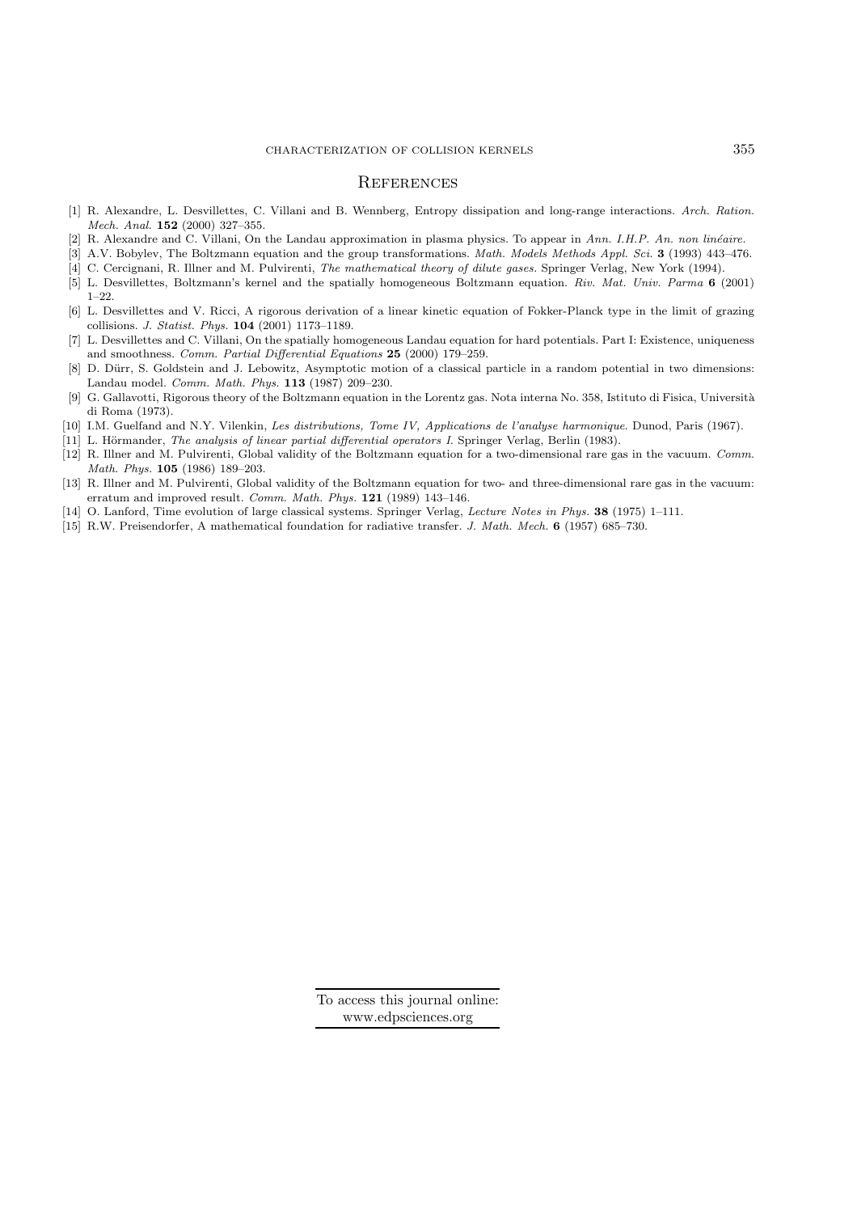## References

[1] R. Alexandre, L. Desvillettes, C. Villani and B. Wennberg, Entropy dissipation and long-range interactions. *Arch. Ration. Mech. Anal.* **152** (2000) 327–355.

[2] R. Alexandre and C. Villani, On the Landau approximation in plasma physics. To appear in *Ann. I.H.P. An. non linéaire.*

[3] A.V. Bobylev, The Boltzmann equation and the group transformations. *Math. Models Methods Appl. Sci.* **3** (1993) 443–476.

[4] C. Cercignani, R. Illner and M. Pulvirenti, *The mathematical theory of dilute gases*. Springer Verlag, New York (1994).

[5] L. Desvillettes, Boltzmann's kernel and the spatially homogeneous Boltzmann equation. *Riv. Mat. Univ. Parma* **6** (2001) 1–22.

[6] L. Desvillettes and V. Ricci, A rigorous derivation of a linear kinetic equation of Fokker-Planck type in the limit of grazing collisions. *J. Statist. Phys.* **104** (2001) 1173–1189.

[7] L. Desvillettes and C. Villani, On the spatially homogeneous Landau equation for hard potentials. Part I: Existence, uniqueness and smoothness. *Comm. Partial Differential Equations* **25** (2000) 179–259.

[8] D. Dürr, S. Goldstein and J. Lebowitz, Asymptotic motion of a classical particle in a random potential in two dimensions: Landau model. *Comm. Math. Phys.* **113** (1987) 209–230.

[9] G. Gallavotti, Rigorous theory of the Boltzmann equation in the Lorentz gas. Nota interna No. 358, Istituto di Fisica, Università di Roma (1973).

[10] I.M. Guelfand and N.Y. Vilenkin, *Les distributions, Tome IV, Applications de l'analyse harmonique*. Dunod, Paris (1967).

[11] L. Hörmander, *The analysis of linear partial differential operators I*. Springer Verlag, Berlin (1983).

[12] R. Illner and M. Pulvirenti, Global validity of the Boltzmann equation for a two-dimensional rare gas in the vacuum. *Comm. Math. Phys.* **105** (1986) 189–203.

[13] R. Illner and M. Pulvirenti, Global validity of the Boltzmann equation for two- and three-dimensional rare gas in the vacuum: erratum and improved result. *Comm. Math. Phys.* **121** (1989) 143–146.

[14] O. Lanford, Time evolution of large classical systems. Springer Verlag, *Lecture Notes in Phys.* **38** (1975) 1–111.

[15] R.W. Preisendorfer, A mathematical foundation for radiative transfer. *J. Math. Mech.* **6** (1957) 685–730.

To access this journal online:
www.edpsciences.org